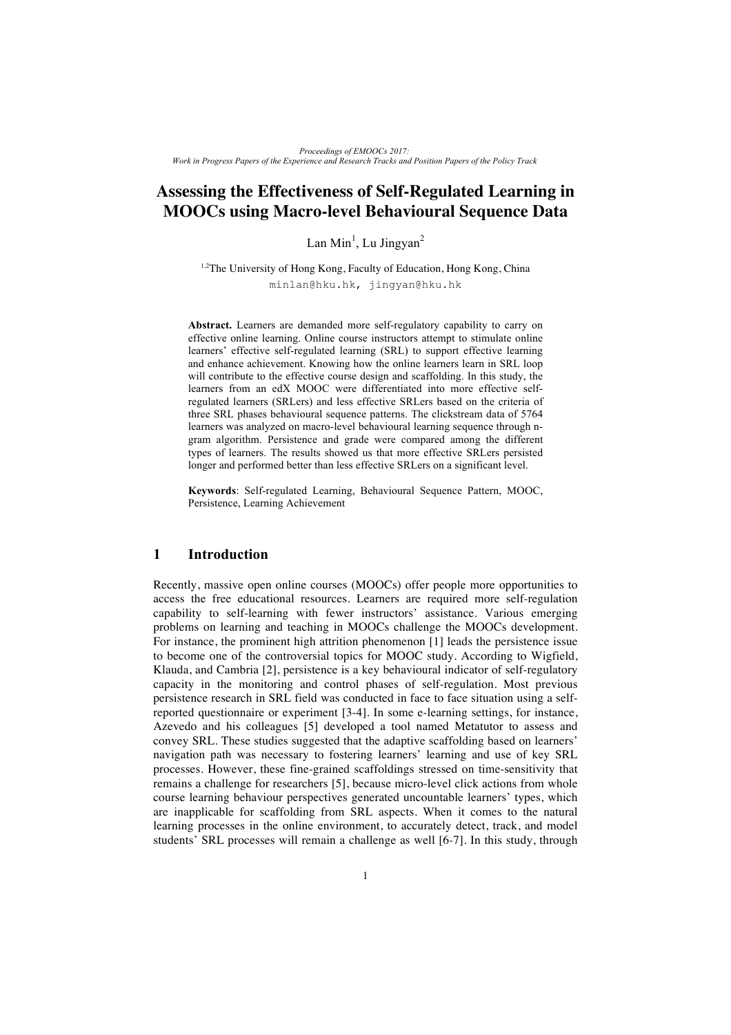# Assessing the Effectiveness of Self-Regulated Learning in MOOCs using Macro-level Behavioural Sequence Data

Lan Min[1], Lu Jingyan[2]

[1,2]The University of Hong Kong, Faculty of Education, Hong Kong, China
minlan@hku.hk, jingyan@hku.hk

**Abstract.** Learners are demanded more self-regulatory capability to carry on effective online learning. Online course instructors attempt to stimulate online learners' effective self-regulated learning (SRL) to support effective learning and enhance achievement. Knowing how the online learners learn in SRL loop will contribute to the effective course design and scaffolding. In this study, the learners from an edX MOOC were differentiated into more effective self-regulated learners (SRLers) and less effective SRLers based on the criteria of three SRL phases behavioural sequence patterns. The clickstream data of 5764 learners was analyzed on macro-level behavioural learning sequence through n-gram algorithm. Persistence and grade were compared among the different types of learners. The results showed us that more effective SRLers persisted longer and performed better than less effective SRLers on a significant level.

**Keywords**: Self-regulated Learning, Behavioural Sequence Pattern, MOOC, Persistence, Learning Achievement

## 1 Introduction

Recently, massive open online courses (MOOCs) offer people more opportunities to access the free educational resources. Learners are required more self-regulation capability to self-learning with fewer instructors' assistance. Various emerging problems on learning and teaching in MOOCs challenge the MOOCs development. For instance, the prominent high attrition phenomenon [1] leads the persistence issue to become one of the controversial topics for MOOC study. According to Wigfield, Klauda, and Cambria [2], persistence is a key behavioural indicator of self-regulatory capacity in the monitoring and control phases of self-regulation. Most previous persistence research in SRL field was conducted in face to face situation using a self-reported questionnaire or experiment [3-4]. In some e-learning settings, for instance, Azevedo and his colleagues [5] developed a tool named Metatutor to assess and convey SRL. These studies suggested that the adaptive scaffolding based on learners' navigation path was necessary to fostering learners' learning and use of key SRL processes. However, these fine-grained scaffoldings stressed on time-sensitivity that remains a challenge for researchers [5], because micro-level click actions from whole course learning behaviour perspectives generated uncountable learners' types, which are inapplicable for scaffolding from SRL aspects. When it comes to the natural learning processes in the online environment, to accurately detect, track, and model students' SRL processes will remain a challenge as well [6-7]. In this study, through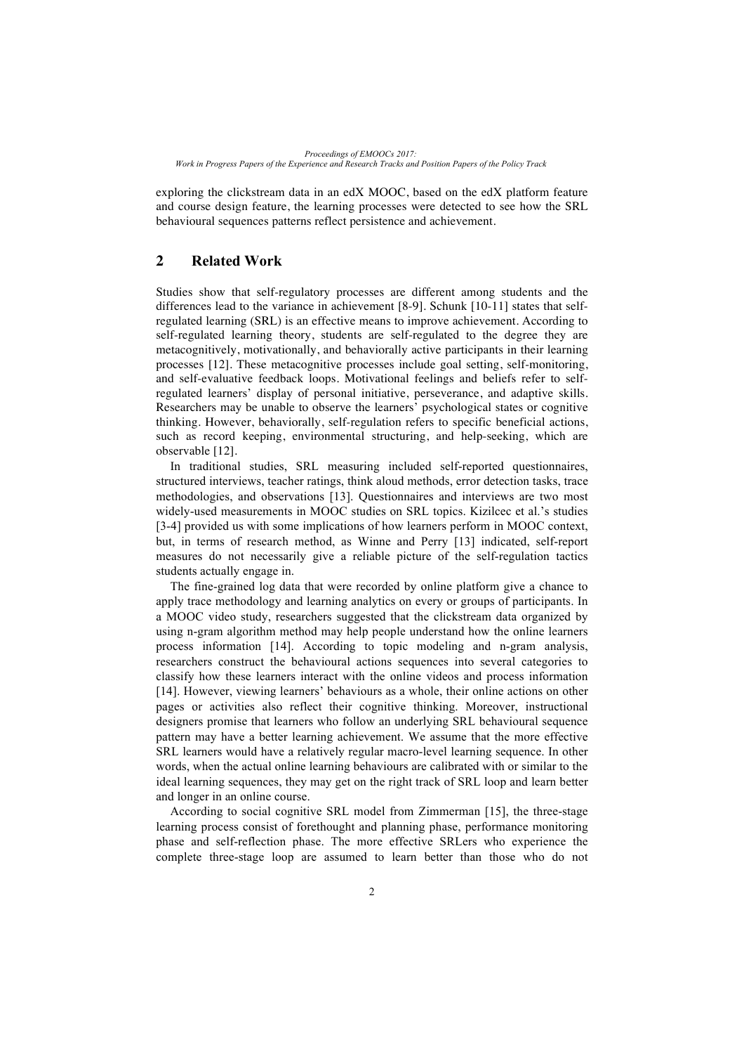exploring the clickstream data in an edX MOOC, based on the edX platform feature and course design feature, the learning processes were detected to see how the SRL behavioural sequences patterns reflect persistence and achievement.

## 2 Related Work

Studies show that self-regulatory processes are different among students and the differences lead to the variance in achievement [8-9]. Schunk [10-11] states that self-regulated learning (SRL) is an effective means to improve achievement. According to self-regulated learning theory, students are self-regulated to the degree they are metacognitively, motivationally, and behaviorally active participants in their learning processes [12]. These metacognitive processes include goal setting, self-monitoring, and self-evaluative feedback loops. Motivational feelings and beliefs refer to self-regulated learners' display of personal initiative, perseverance, and adaptive skills. Researchers may be unable to observe the learners' psychological states or cognitive thinking. However, behaviorally, self-regulation refers to specific beneficial actions, such as record keeping, environmental structuring, and help-seeking, which are observable [12].

In traditional studies, SRL measuring included self-reported questionnaires, structured interviews, teacher ratings, think aloud methods, error detection tasks, trace methodologies, and observations [13]. Questionnaires and interviews are two most widely-used measurements in MOOC studies on SRL topics. Kizilcec et al.'s studies [3-4] provided us with some implications of how learners perform in MOOC context, but, in terms of research method, as Winne and Perry [13] indicated, self-report measures do not necessarily give a reliable picture of the self-regulation tactics students actually engage in.

The fine-grained log data that were recorded by online platform give a chance to apply trace methodology and learning analytics on every or groups of participants. In a MOOC video study, researchers suggested that the clickstream data organized by using n-gram algorithm method may help people understand how the online learners process information [14]. According to topic modeling and n-gram analysis, researchers construct the behavioural actions sequences into several categories to classify how these learners interact with the online videos and process information [14]. However, viewing learners' behaviours as a whole, their online actions on other pages or activities also reflect their cognitive thinking. Moreover, instructional designers promise that learners who follow an underlying SRL behavioural sequence pattern may have a better learning achievement. We assume that the more effective SRL learners would have a relatively regular macro-level learning sequence. In other words, when the actual online learning behaviours are calibrated with or similar to the ideal learning sequences, they may get on the right track of SRL loop and learn better and longer in an online course.

According to social cognitive SRL model from Zimmerman [15], the three-stage learning process consist of forethought and planning phase, performance monitoring phase and self-reflection phase. The more effective SRLers who experience the complete three-stage loop are assumed to learn better than those who do not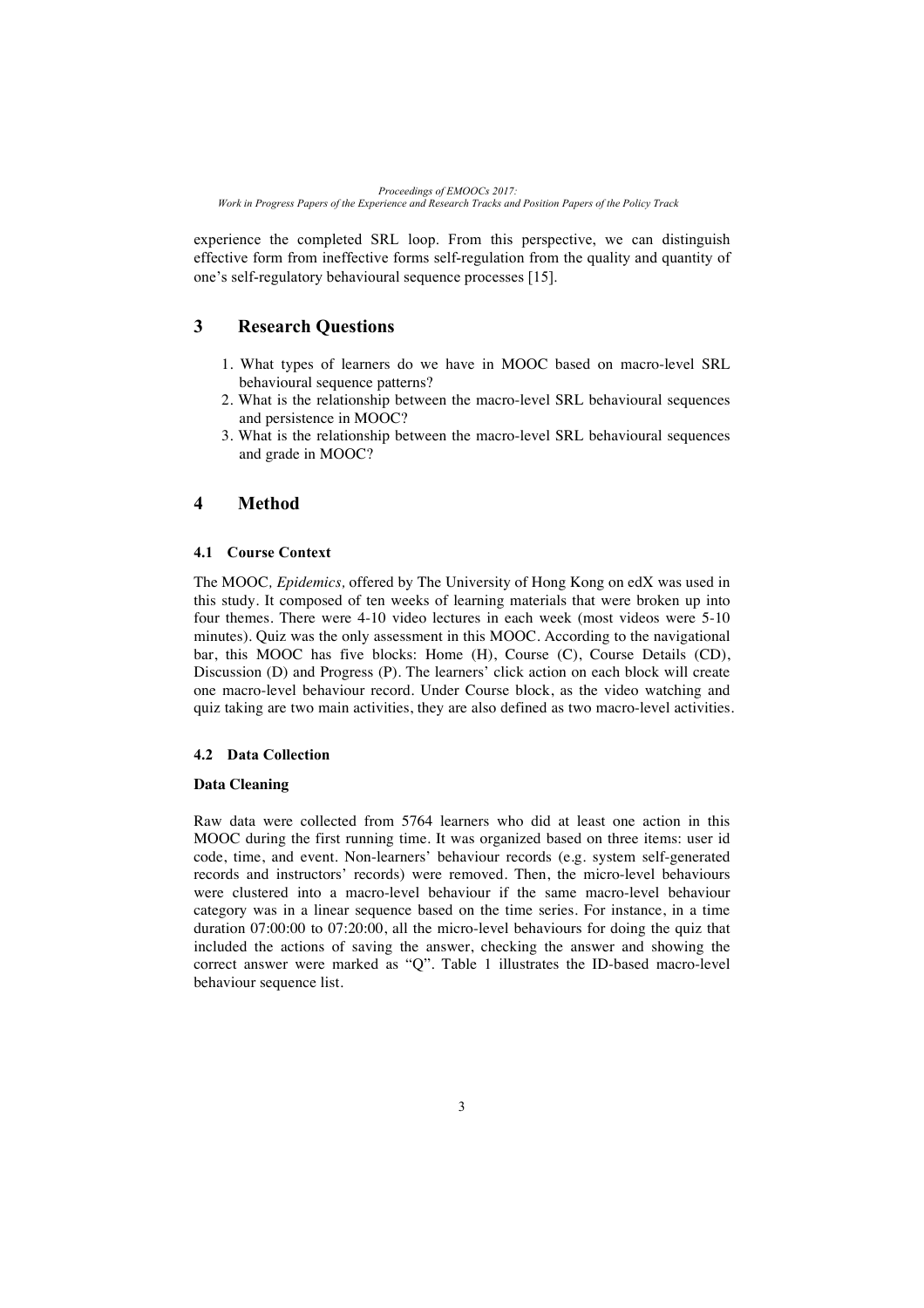experience the completed SRL loop. From this perspective, we can distinguish effective form from ineffective forms self-regulation from the quality and quantity of one's self-regulatory behavioural sequence processes [15].

## 3 Research Questions

1. What types of learners do we have in MOOC based on macro-level SRL behavioural sequence patterns?
2. What is the relationship between the macro-level SRL behavioural sequences and persistence in MOOC?
3. What is the relationship between the macro-level SRL behavioural sequences and grade in MOOC?

## 4 Method

### 4.1 Course Context

The MOOC*, Epidemics,* offered by The University of Hong Kong on edX was used in this study. It composed of ten weeks of learning materials that were broken up into four themes. There were 4-10 video lectures in each week (most videos were 5-10 minutes). Quiz was the only assessment in this MOOC. According to the navigational bar, this MOOC has five blocks: Home (H), Course (C), Course Details (CD), Discussion (D) and Progress (P). The learners' click action on each block will create one macro-level behaviour record. Under Course block, as the video watching and quiz taking are two main activities, they are also defined as two macro-level activities.

### 4.2 Data Collection

**Data Cleaning**

Raw data were collected from 5764 learners who did at least one action in this MOOC during the first running time. It was organized based on three items: user id code, time, and event. Non-learners' behaviour records (e.g. system self-generated records and instructors' records) were removed. Then, the micro-level behaviours were clustered into a macro-level behaviour if the same macro-level behaviour category was in a linear sequence based on the time series. For instance, in a time duration 07:00:00 to 07:20:00, all the micro-level behaviours for doing the quiz that included the actions of saving the answer, checking the answer and showing the correct answer were marked as "Q". Table 1 illustrates the ID-based macro-level behaviour sequence list.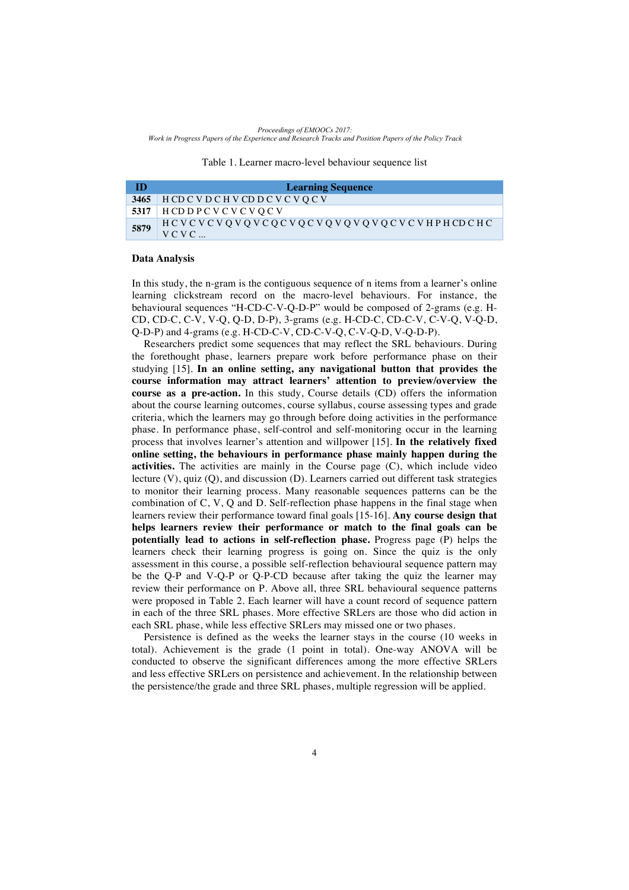Table 1. Learner macro-level behaviour sequence list

| ID | Learning Sequence |
|---|---|
| 3465 | H CD C V D C H V CD D C V C V Q C V |
| 5317 | H CD D P C V C V C V Q C V |
| 5879 | H C V C V C V Q V Q V C Q C V Q C V Q V Q V Q V Q C V C V H P H CD C H C V C V C ... |

**Data Analysis**

In this study, the n-gram is the contiguous sequence of n items from a learner's online learning clickstream record on the macro-level behaviours. For instance, the behavioural sequences "H-CD-C-V-Q-D-P" would be composed of 2-grams (e.g. H-CD, CD-C, C-V, V-Q, Q-D, D-P), 3-grams (e.g. H-CD-C, CD-C-V, C-V-Q, V-Q-D, Q-D-P) and 4-grams (e.g. H-CD-C-V, CD-C-V-Q, C-V-Q-D, V-Q-D-P).

Researchers predict some sequences that may reflect the SRL behaviours. During the forethought phase, learners prepare work before performance phase on their studying [15]. **In an online setting, any navigational button that provides the course information may attract learners' attention to preview/overview the course as a pre-action.** In this study, Course details (CD) offers the information about the course learning outcomes, course syllabus, course assessing types and grade criteria, which the learners may go through before doing activities in the performance phase. In performance phase, self-control and self-monitoring occur in the learning process that involves learner's attention and willpower [15]. **In the relatively fixed online setting, the behaviours in performance phase mainly happen during the activities.** The activities are mainly in the Course page (C), which include video lecture (V), quiz (Q), and discussion (D). Learners carried out different task strategies to monitor their learning process. Many reasonable sequences patterns can be the combination of C, V, Q and D. Self-reflection phase happens in the final stage when learners review their performance toward final goals [15-16]. **Any course design that helps learners review their performance or match to the final goals can be potentially lead to actions in self-reflection phase.** Progress page (P) helps the learners check their learning progress is going on. Since the quiz is the only assessment in this course, a possible self-reflection behavioural sequence pattern may be the Q-P and V-Q-P or Q-P-CD because after taking the quiz the learner may review their performance on P. Above all, three SRL behavioural sequence patterns were proposed in Table 2. Each learner will have a count record of sequence pattern in each of the three SRL phases. More effective SRLers are those who did action in each SRL phase, while less effective SRLers may missed one or two phases.

Persistence is defined as the weeks the learner stays in the course (10 weeks in total). Achievement is the grade (1 point in total). One-way ANOVA will be conducted to observe the significant differences among the more effective SRLers and less effective SRLers on persistence and achievement. In the relationship between the persistence/the grade and three SRL phases, multiple regression will be applied.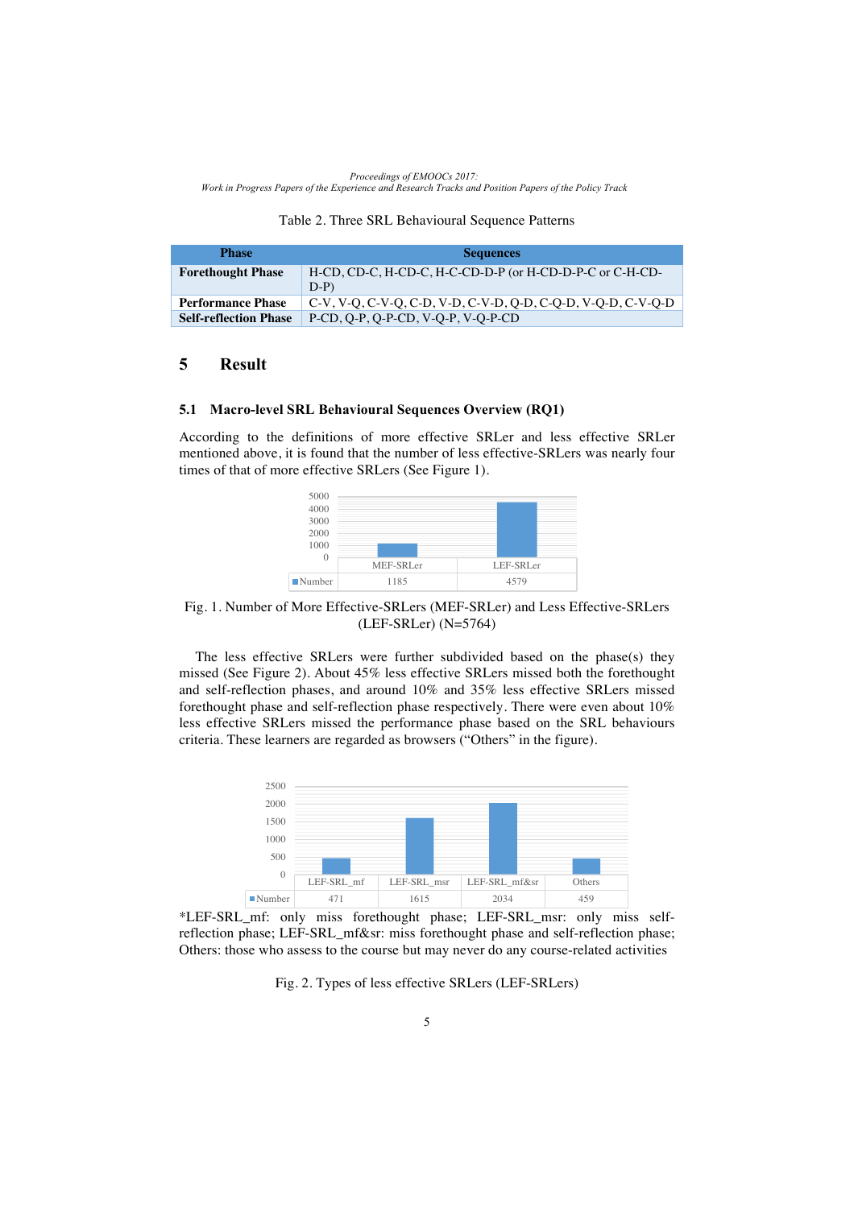Table 2. Three SRL Behavioural Sequence Patterns

| Phase | Sequences |
| --- | --- |
| **Forethought Phase** | H-CD, CD-C, H-CD-C, H-C-CD-D-P (or H-CD-D-P-C or C-H-CD-D-P) |
| **Performance Phase** | C-V, V-Q, C-V-Q, C-D, V-D, C-V-D, Q-D, C-Q-D, V-Q-D, C-V-Q-D |
| **Self-reflection Phase** | P-CD, Q-P, Q-P-CD, V-Q-P, V-Q-P-CD |

# 5 Result

## 5.1 Macro-level SRL Behavioural Sequences Overview (RQ1)

According to the definitions of more effective SRLer and less effective SRLer mentioned above, it is found that the number of less effective-SRLers was nearly four times of that of more effective SRLers (See Figure 1).

| | MEF-SRLer | LEF-SRLer |
| --- | --- | --- |
| Number | 1185 | 4579 |

Fig. 1. Number of More Effective-SRLers (MEF-SRLer) and Less Effective-SRLers (LEF-SRLer) (N=5764)

The less effective SRLers were further subdivided based on the phase(s) they missed (See Figure 2). About 45% less effective SRLers missed both the forethought and self-reflection phases, and around 10% and 35% less effective SRLers missed forethought phase and self-reflection phase respectively. There were even about 10% less effective SRLers missed the performance phase based on the SRL behaviours criteria. These learners are regarded as browsers ("Others" in the figure).

| | LEF-SRL_mf | LEF-SRL_msr | LEF-SRL_mf&sr | Others |
| --- | --- | --- | --- | --- |
| Number | 471 | 1615 | 2034 | 459 |

*LEF-SRL_mf: only miss forethought phase; LEF-SRL_msr: only miss self-reflection phase; LEF-SRL_mf&sr: miss forethought phase and self-reflection phase; Others: those who assess to the course but may never do any course-related activities

Fig. 2. Types of less effective SRLers (LEF-SRLers)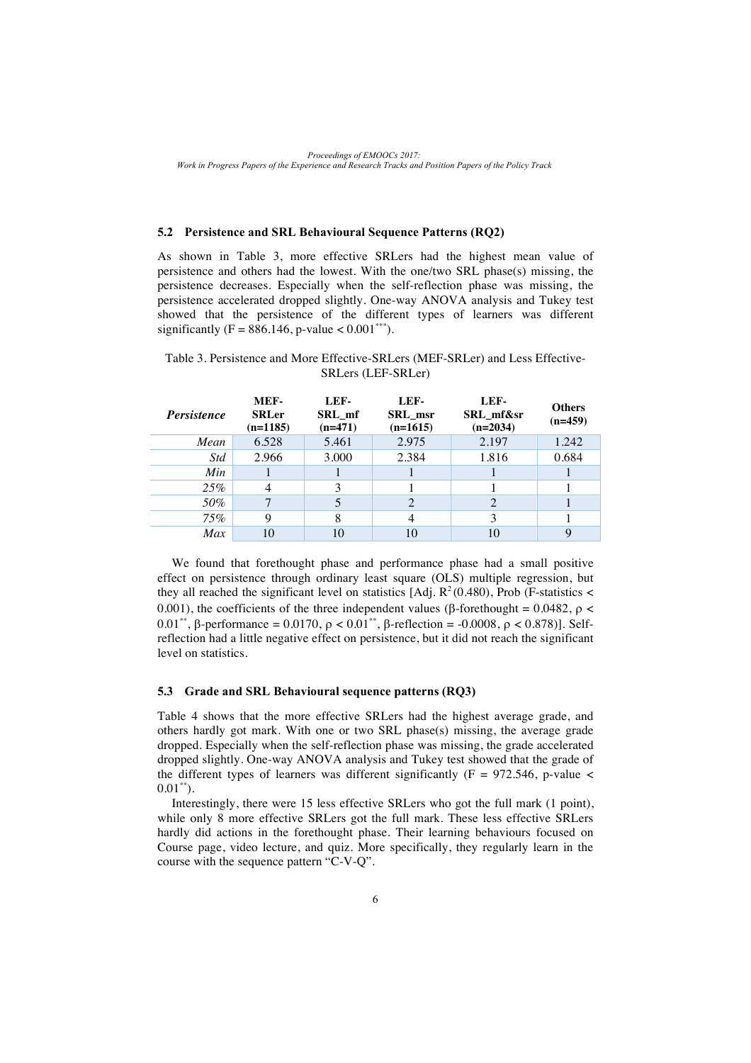### 5.2 Persistence and SRL Behavioural Sequence Patterns (RQ2)

As shown in Table 3, more effective SRLers had the highest mean value of persistence and others had the lowest. With the one/two SRL phase(s) missing, the persistence decreases. Especially when the self-reflection phase was missing, the persistence accelerated dropped slightly. One-way ANOVA analysis and Tukey test showed that the persistence of the different types of learners was different significantly (F = 886.146, p-value < 0.001***).

Table 3. Persistence and More Effective-SRLers (MEF-SRLer) and Less Effective-SRLers (LEF-SRLer)

| *Persistence* | **MEF-SRLer (n=1185)** | **LEF-SRL_mf (n=471)** | **LEF-SRL_msr (n=1615)** | **LEF-SRL_mf&sr (n=2034)** | **Others (n=459)** |
|---|---|---|---|---|---|
| *Mean* | 6.528 | 5.461 | 2.975 | 2.197 | 1.242 |
| *Std* | 2.966 | 3.000 | 2.384 | 1.816 | 0.684 |
| *Min* | 1 | 1 | 1 | 1 | 1 |
| *25%* | 4 | 3 | 1 | 1 | 1 |
| *50%* | 7 | 5 | 2 | 2 | 1 |
| *75%* | 9 | 8 | 4 | 3 | 1 |
| *Max* | 10 | 10 | 10 | 10 | 9 |

We found that forethought phase and performance phase had a small positive effect on persistence through ordinary least square (OLS) multiple regression, but they all reached the significant level on statistics [Adj. $R^2$(0.480), Prob (F-statistics < 0.001), the coefficients of the three independent values (β-forethought = 0.0482, $\rho < 0.01^{**}$, β-performance = 0.0170, $\rho < 0.01^{**}$, β-reflection = -0.0008, $\rho < 0.878$)]. Self-reflection had a little negative effect on persistence, but it did not reach the significant level on statistics.

### 5.3 Grade and SRL Behavioural sequence patterns (RQ3)

Table 4 shows that the more effective SRLers had the highest average grade, and others hardly got mark. With one or two SRL phase(s) missing, the average grade dropped. Especially when the self-reflection phase was missing, the grade accelerated dropped slightly. One-way ANOVA analysis and Tukey test showed that the grade of the different types of learners was different significantly (F = 972.546, p-value < 0.01**).

Interestingly, there were 15 less effective SRLers who got the full mark (1 point), while only 8 more effective SRLers got the full mark. These less effective SRLers hardly did actions in the forethought phase. Their learning behaviours focused on Course page, video lecture, and quiz. More specifically, they regularly learn in the course with the sequence pattern "C-V-Q".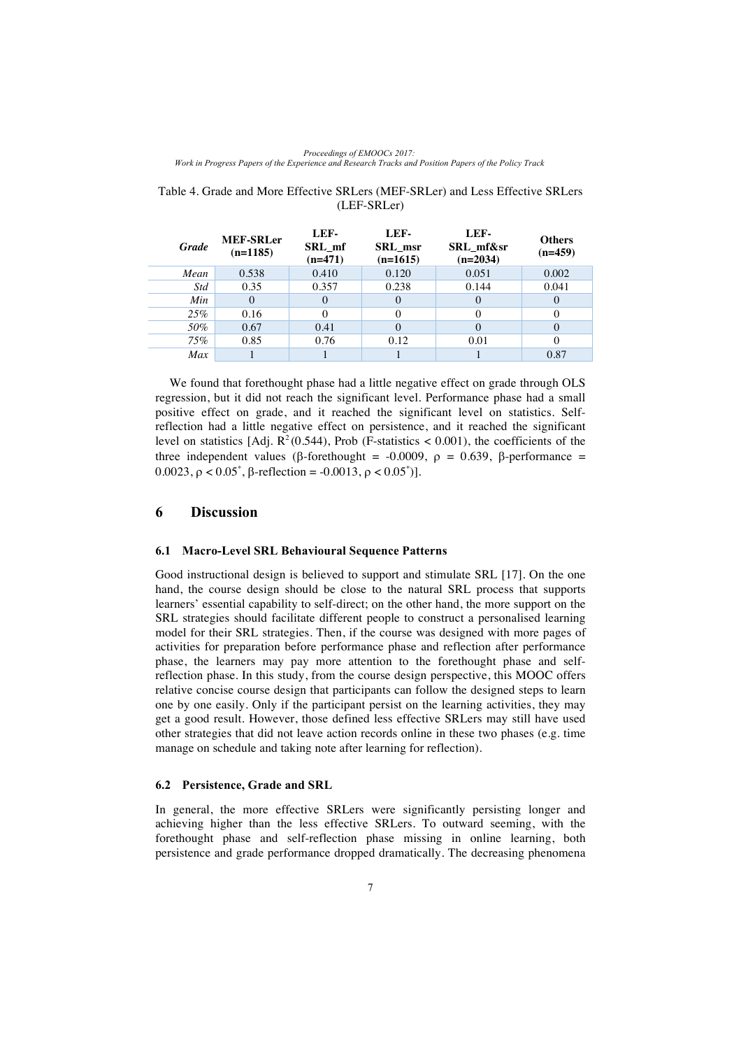Table 4. Grade and More Effective SRLers (MEF-SRLer) and Less Effective SRLers (LEF-SRLer)

| *Grade* | MEF-SRLer (n=1185) | LEF-SRL_mf (n=471) | LEF-SRL_msr (n=1615) | LEF-SRL_mf&sr (n=2034) | Others (n=459) |
|---|---|---|---|---|---|
| *Mean* | 0.538 | 0.410 | 0.120 | 0.051 | 0.002 |
| *Std* | 0.35 | 0.357 | 0.238 | 0.144 | 0.041 |
| *Min* | 0 | 0 | 0 | 0 | 0 |
| *25%* | 0.16 | 0 | 0 | 0 | 0 |
| *50%* | 0.67 | 0.41 | 0 | 0 | 0 |
| *75%* | 0.85 | 0.76 | 0.12 | 0.01 | 0 |
| *Max* | 1 | 1 | 1 | 1 | 0.87 |

We found that forethought phase had a little negative effect on grade through OLS regression, but it did not reach the significant level. Performance phase had a small positive effect on grade, and it reached the significant level on statistics. Self-reflection had a little negative effect on persistence, and it reached the significant level on statistics [Adj. $R^2$(0.544), Prob (F-statistics < 0.001), the coefficients of the three independent values ($\beta$-forethought = -0.0009, $\rho$ = 0.639, $\beta$-performance = 0.0023, $\rho < 0.05^*$, $\beta$-reflection = -0.0013, $\rho < 0.05^*$)].

## 6 Discussion

### 6.1 Macro-Level SRL Behavioural Sequence Patterns

Good instructional design is believed to support and stimulate SRL [17]. On the one hand, the course design should be close to the natural SRL process that supports learners' essential capability to self-direct; on the other hand, the more support on the SRL strategies should facilitate different people to construct a personalised learning model for their SRL strategies. Then, if the course was designed with more pages of activities for preparation before performance phase and reflection after performance phase, the learners may pay more attention to the forethought phase and self-reflection phase. In this study, from the course design perspective, this MOOC offers relative concise course design that participants can follow the designed steps to learn one by one easily. Only if the participant persist on the learning activities, they may get a good result. However, those defined less effective SRLers may still have used other strategies that did not leave action records online in these two phases (e.g. time manage on schedule and taking note after learning for reflection).

### 6.2 Persistence, Grade and SRL

In general, the more effective SRLers were significantly persisting longer and achieving higher than the less effective SRLers. To outward seeming, with the forethought phase and self-reflection phase missing in online learning, both persistence and grade performance dropped dramatically. The decreasing phenomena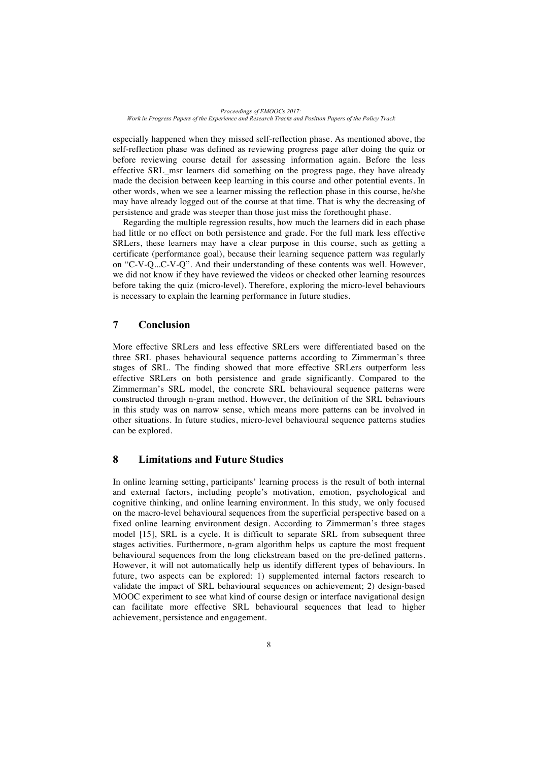especially happened when they missed self-reflection phase. As mentioned above, the self-reflection phase was defined as reviewing progress page after doing the quiz or before reviewing course detail for assessing information again. Before the less effective SRL_msr learners did something on the progress page, they have already made the decision between keep learning in this course and other potential events. In other words, when we see a learner missing the reflection phase in this course, he/she may have already logged out of the course at that time. That is why the decreasing of persistence and grade was steeper than those just miss the forethought phase.

Regarding the multiple regression results, how much the learners did in each phase had little or no effect on both persistence and grade. For the full mark less effective SRLers, these learners may have a clear purpose in this course, such as getting a certificate (performance goal), because their learning sequence pattern was regularly on "C-V-Q...C-V-Q". And their understanding of these contents was well. However, we did not know if they have reviewed the videos or checked other learning resources before taking the quiz (micro-level). Therefore, exploring the micro-level behaviours is necessary to explain the learning performance in future studies.

## 7 Conclusion

More effective SRLers and less effective SRLers were differentiated based on the three SRL phases behavioural sequence patterns according to Zimmerman's three stages of SRL. The finding showed that more effective SRLers outperform less effective SRLers on both persistence and grade significantly. Compared to the Zimmerman's SRL model, the concrete SRL behavioural sequence patterns were constructed through n-gram method. However, the definition of the SRL behaviours in this study was on narrow sense, which means more patterns can be involved in other situations. In future studies, micro-level behavioural sequence patterns studies can be explored.

## 8 Limitations and Future Studies

In online learning setting, participants' learning process is the result of both internal and external factors, including people's motivation, emotion, psychological and cognitive thinking, and online learning environment. In this study, we only focused on the macro-level behavioural sequences from the superficial perspective based on a fixed online learning environment design. According to Zimmerman's three stages model [15], SRL is a cycle. It is difficult to separate SRL from subsequent three stages activities. Furthermore, n-gram algorithm helps us capture the most frequent behavioural sequences from the long clickstream based on the pre-defined patterns. However, it will not automatically help us identify different types of behaviours. In future, two aspects can be explored: 1) supplemented internal factors research to validate the impact of SRL behavioural sequences on achievement; 2) design-based MOOC experiment to see what kind of course design or interface navigational design can facilitate more effective SRL behavioural sequences that lead to higher achievement, persistence and engagement.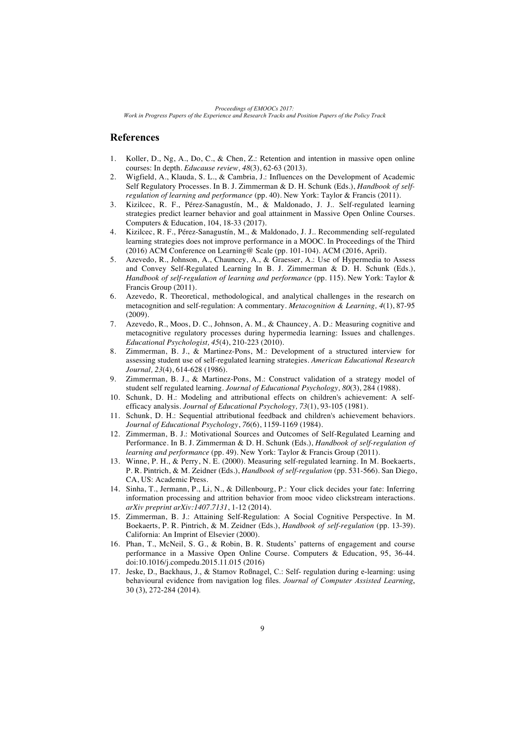## References

1. Koller, D., Ng, A., Do, C., & Chen, Z.: Retention and intention in massive open online courses: In depth. *Educause review, 48*(3), 62-63 (2013).
2. Wigfield, A., Klauda, S. L., & Cambria, J.: Influences on the Development of Academic Self Regulatory Processes. In B. J. Zimmerman & D. H. Schunk (Eds.), *Handbook of self-regulation of learning and performance* (pp. 40). New York: Taylor & Francis (2011).
3. Kizilcec, R. F., Pérez-Sanagustín, M., & Maldonado, J. J.. Self-regulated learning strategies predict learner behavior and goal attainment in Massive Open Online Courses. Computers & Education, 104, 18-33 (2017).
4. Kizilcec, R. F., Pérez-Sanagustín, M., & Maldonado, J. J.. Recommending self-regulated learning strategies does not improve performance in a MOOC. In Proceedings of the Third (2016) ACM Conference on Learning@ Scale (pp. 101-104). ACM (2016, April).
5. Azevedo, R., Johnson, A., Chauncey, A., & Graesser, A.: Use of Hypermedia to Assess and Convey Self-Regulated Learning In B. J. Zimmerman & D. H. Schunk (Eds.), *Handbook of self-regulation of learning and performance* (pp. 115). New York: Taylor & Francis Group (2011).
6. Azevedo, R. Theoretical, methodological, and analytical challenges in the research on metacognition and self-regulation: A commentary. *Metacognition & Learning, 4*(1), 87-95 (2009).
7. Azevedo, R., Moos, D. C., Johnson, A. M., & Chauncey, A. D.: Measuring cognitive and metacognitive regulatory processes during hypermedia learning: Issues and challenges. *Educational Psychologist, 45*(4), 210-223 (2010).
8. Zimmerman, B. J., & Martinez-Pons, M.: Development of a structured interview for assessing student use of self-regulated learning strategies. *American Educational Research Journal, 23*(4), 614-628 (1986).
9. Zimmerman, B. J., & Martinez-Pons, M.: Construct validation of a strategy model of student self regulated learning. *Journal of Educational Psychology, 80*(3), 284 (1988).
10. Schunk, D. H.: Modeling and attributional effects on children's achievement: A self-efficacy analysis. *Journal of Educational Psychology, 73*(1), 93-105 (1981).
11. Schunk, D. H.: Sequential attributional feedback and children's achievement behaviors. *Journal of Educational Psychology*, *76*(6), 1159-1169 (1984).
12. Zimmerman, B. J.: Motivational Sources and Outcomes of Self-Regulated Learning and Performance. In B. J. Zimmerman & D. H. Schunk (Eds.), *Handbook of self-regulation of learning and performance* (pp. 49). New York: Taylor & Francis Group (2011).
13. Winne, P. H., & Perry, N. E. (2000). Measuring self-regulated learning. In M. Boekaerts, P. R. Pintrich, & M. Zeidner (Eds.), *Handbook of self-regulation* (pp. 531-566). San Diego, CA, US: Academic Press.
14. Sinha, T., Jermann, P., Li, N., & Dillenbourg, P.: Your click decides your fate: Inferring information processing and attrition behavior from mooc video clickstream interactions. *arXiv preprint arXiv:1407.7131*, 1-12 (2014).
15. Zimmerman, B. J.: Attaining Self-Regulation: A Social Cognitive Perspective. In M. Boekaerts, P. R. Pintrich, & M. Zeidner (Eds.), *Handbook of self-regulation* (pp. 13-39). California: An Imprint of Elsevier (2000).
16. Phan, T., McNeil, S. G., & Robin, B. R. Students' patterns of engagement and course performance in a Massive Open Online Course. Computers & Education, 95, 36-44. doi:10.1016/j.compedu.2015.11.015 (2016)
17. Jeske, D., Backhaus, J., & Stamov Roßnagel, C.: Self- regulation during e-learning: using behavioural evidence from navigation log files. *Journal of Computer Assisted Learning*, 30 (3), 272-284 (2014).